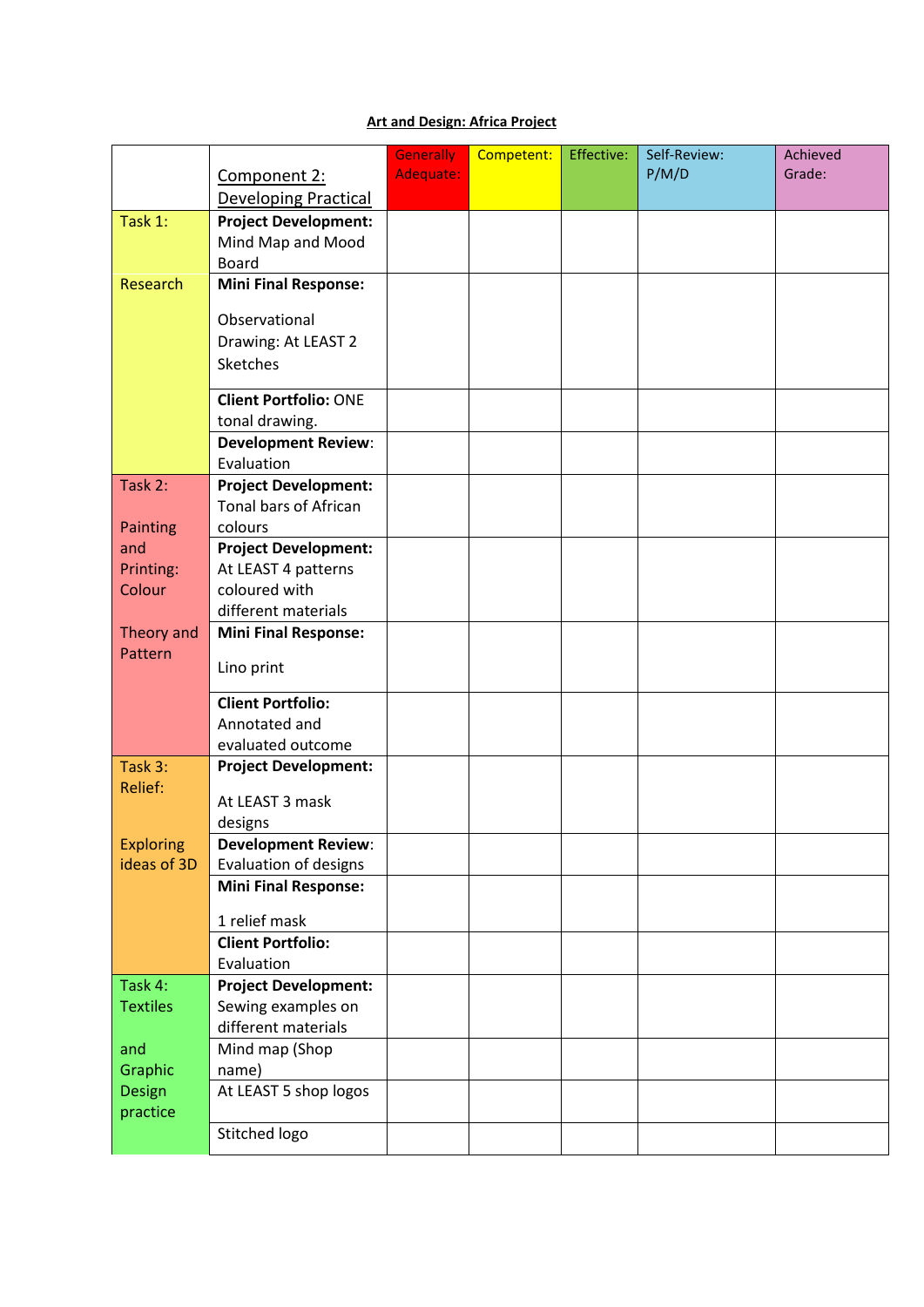**Art and Design: Africa Project**

| | Component 2: Developing Practical | Generally Adequate: | Competent: | Effective: | Self-Review: P/M/D | Achieved Grade: |
|---|---|---|---|---|---|---|
| Task 1: | **Project Development:** Mind Map and Mood Board | | | | | |
| Research | **Mini Final Response:** Observational Drawing: At LEAST 2 Sketches | | | | | |
| | **Client Portfolio:** ONE tonal drawing. | | | | | |
| | **Development Review:** Evaluation | | | | | |
| Task 2: Painting and Printing: Colour | **Project Development:** Tonal bars of African colours | | | | | |
| | **Project Development:** At LEAST 4 patterns coloured with different materials | | | | | |
| Theory and Pattern | **Mini Final Response:** Lino print | | | | | |
| | **Client Portfolio:** Annotated and evaluated outcome | | | | | |
| Task 3: Relief: | **Project Development:** At LEAST 3 mask designs | | | | | |
| Exploring ideas of 3D | **Development Review:** Evaluation of designs | | | | | |
| | **Mini Final Response:** 1 relief mask | | | | | |
| | **Client Portfolio:** Evaluation | | | | | |
| Task 4: Textiles | **Project Development:** Sewing examples on different materials | | | | | |
| and Graphic Design practice | Mind map (Shop name) | | | | | |
| | At LEAST 5 shop logos | | | | | |
| | Stitched logo | | | | | |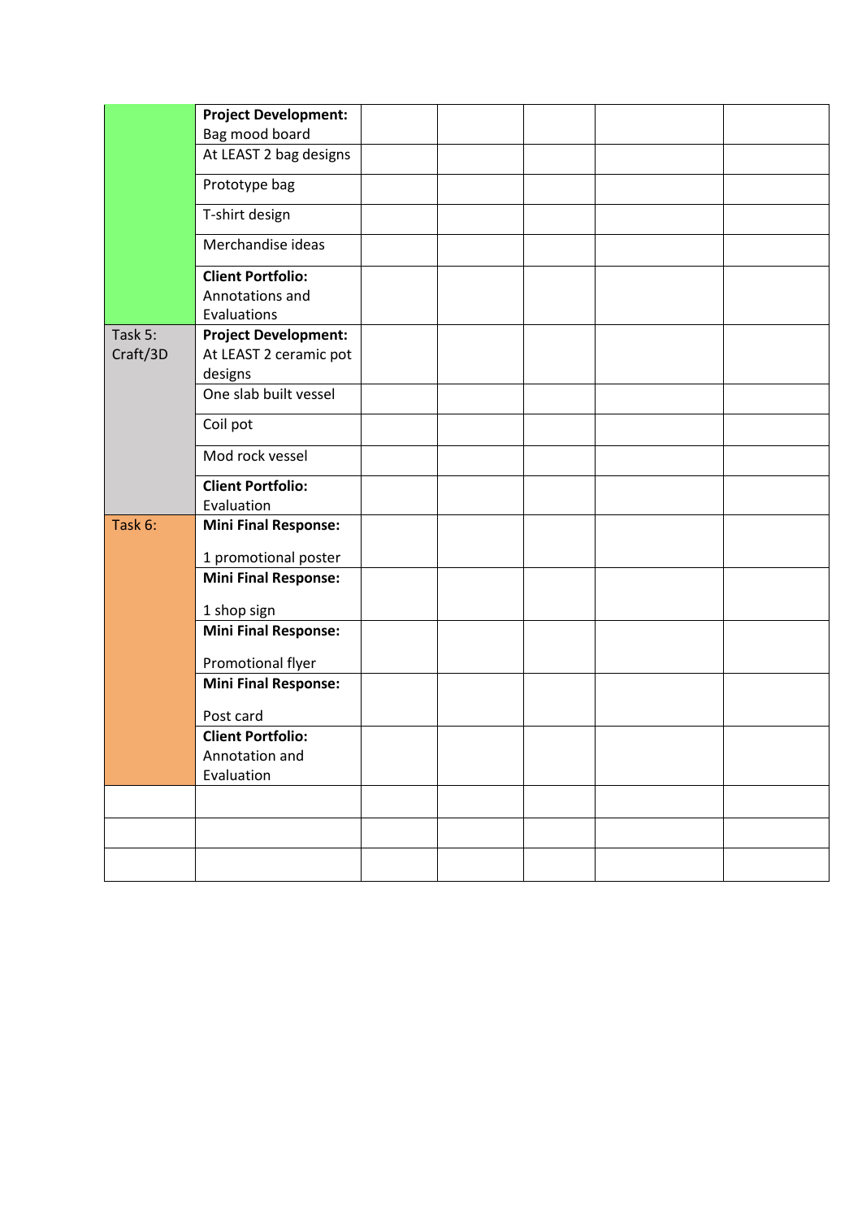| | | | | | | |
|---|---|---|---|---|---|---|
| | **Project Development:** Bag mood board | | | | | |
| | At LEAST 2 bag designs | | | | | |
| | Prototype bag | | | | | |
| | T-shirt design | | | | | |
| | Merchandise ideas | | | | | |
| | **Client Portfolio:** Annotations and Evaluations | | | | | |
| Task 5: Craft/3D | **Project Development:** At LEAST 2 ceramic pot designs | | | | | |
| | One slab built vessel | | | | | |
| | Coil pot | | | | | |
| | Mod rock vessel | | | | | |
| | **Client Portfolio:** Evaluation | | | | | |
| Task 6: | **Mini Final Response:** 1 promotional poster | | | | | |
| | **Mini Final Response:** 1 shop sign | | | | | |
| | **Mini Final Response:** Promotional flyer | | | | | |
| | **Mini Final Response:** Post card | | | | | |
| | **Client Portfolio:** Annotation and Evaluation | | | | | |
| | | | | | | |
| | | | | | | |
| | | | | | | |